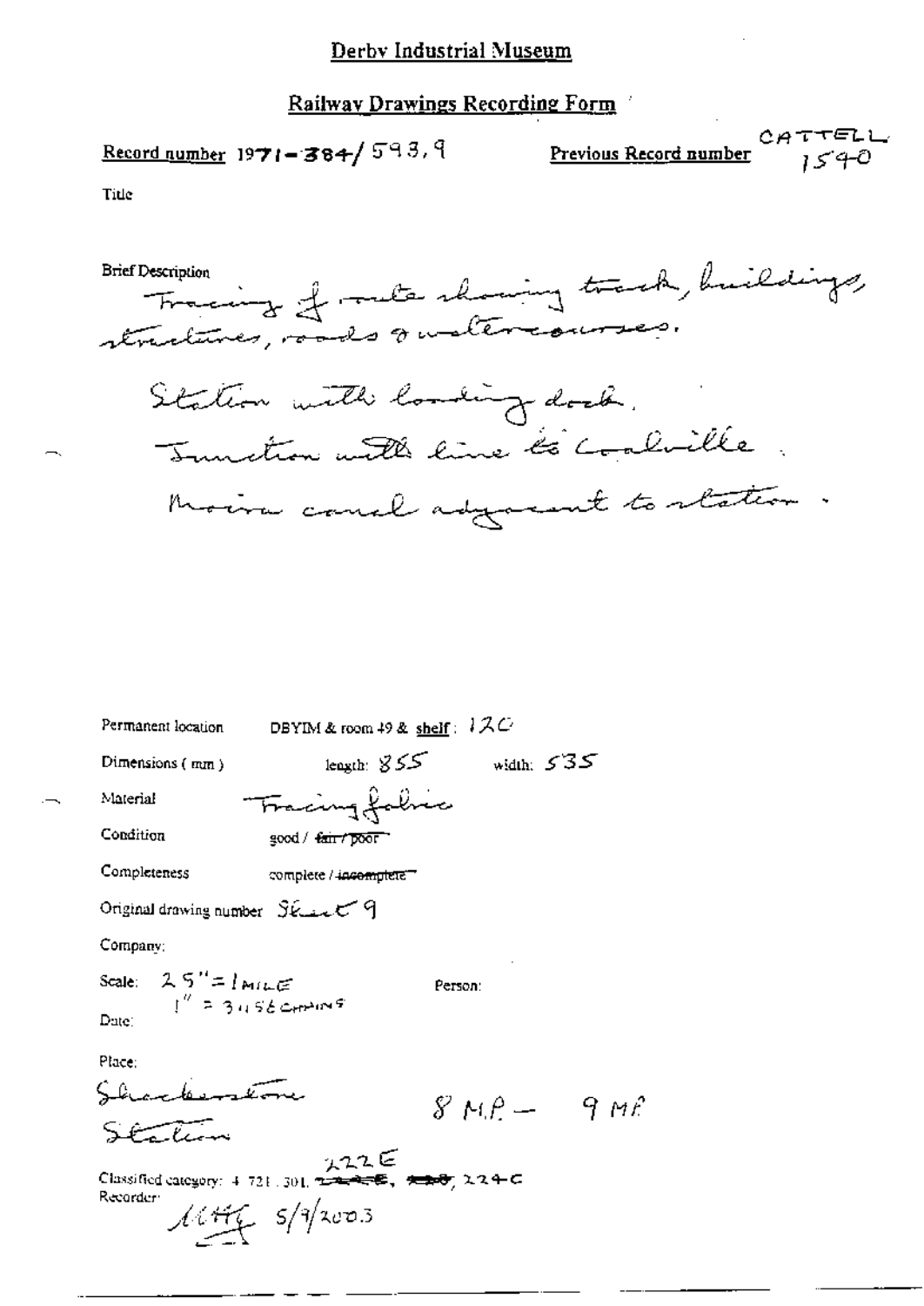# Derby Industrial Museum

## Railway Drawings Recording Form

**Record number** 1971-384/593,9 **Previous Record number** CATTELL 1590

Title

Brief Description

Tracing of route showing track, buildings, structures, roads & watercourses.

Station with loading dock.

Junction with line to Coalville.

Moira canal adjacent to station.

Permanent location DBYIM & room 49 & shelf: 120

Dimensions (mm) length: 855 width: 535

Material Tracing fabric

Condition good / ~~fair / poor~~

Completeness complete / ~~incomplete~~

Original drawing number Sheet 9

Company:

Scale: 25" = 1 MILE
1" = 3.156 CHAINS

Person:

Date:

Place:

Shackerstone
Station

8 M.P. – 9 M.P.

Classified category: 4.721.301, 222E, ~~222E~~, ~~220~~, 224C

Recorder: MHG 5/9/2003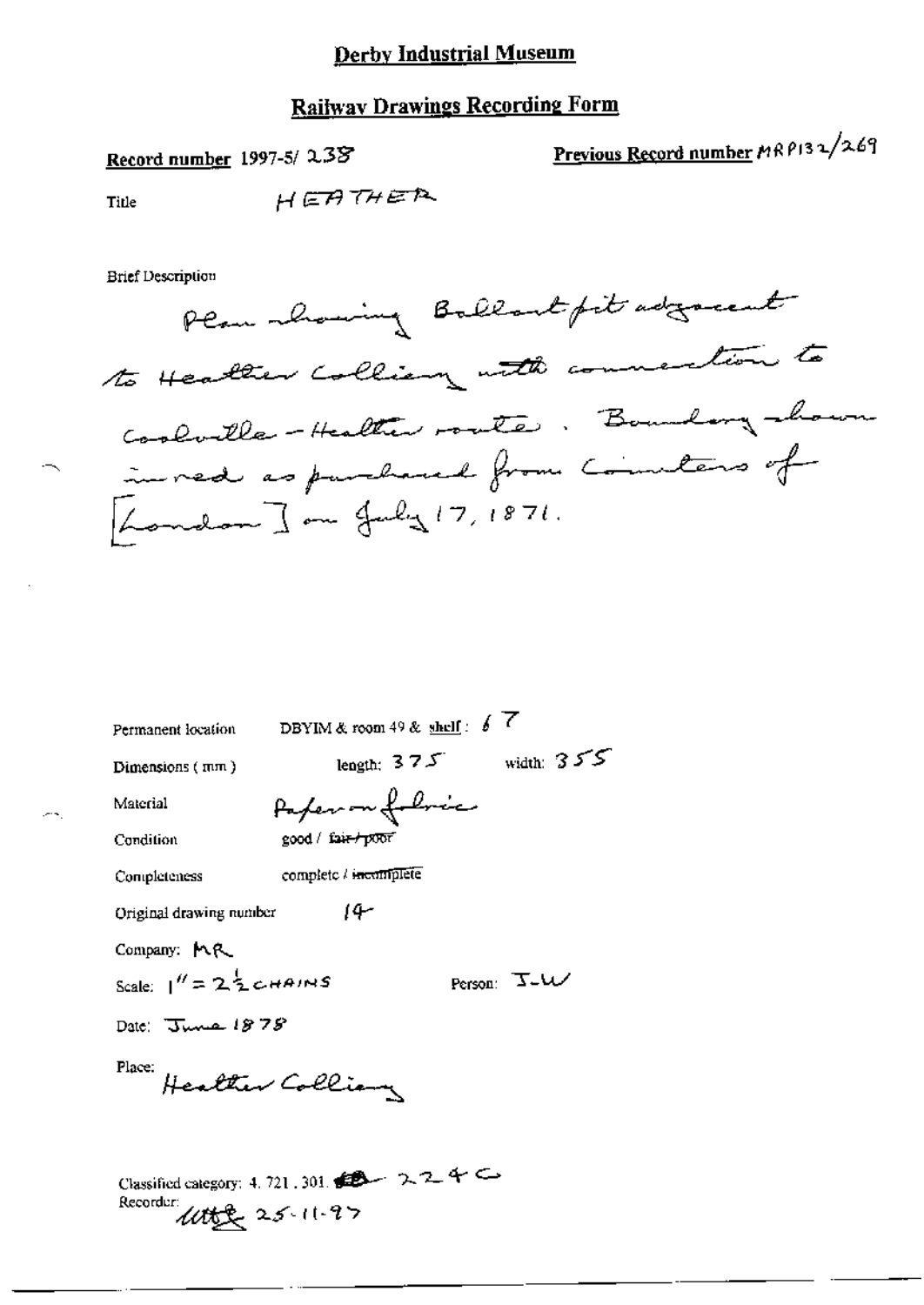# Derby Industrial Museum

## Railway Drawings Recording Form

**Record number** 1997-5/ 238

**Previous Record number** MRP132/269

Title HEATHER

Brief Description

Plan showing Ballast pit adjacent to Heather Colliery with connection to Coalville - Heather route. Boundary shown in red as purchased from Coinsters of [London] on July 17, 1871.

Permanent location DBYIM & room 49 & shelf: 67

Dimensions (mm) length: 375 width: 355

Material Paper on fabric

Condition good / ~~fair / poor~~

Completeness complete / ~~incomplete~~

Original drawing number 14

Company: MR

Scale: 1" = 2½ CHAINS

Person: J-W

Date: June 1878

Place: Heather Colliery

Classified category: 4. 721. 301. 224C

Recorder: 25-11-97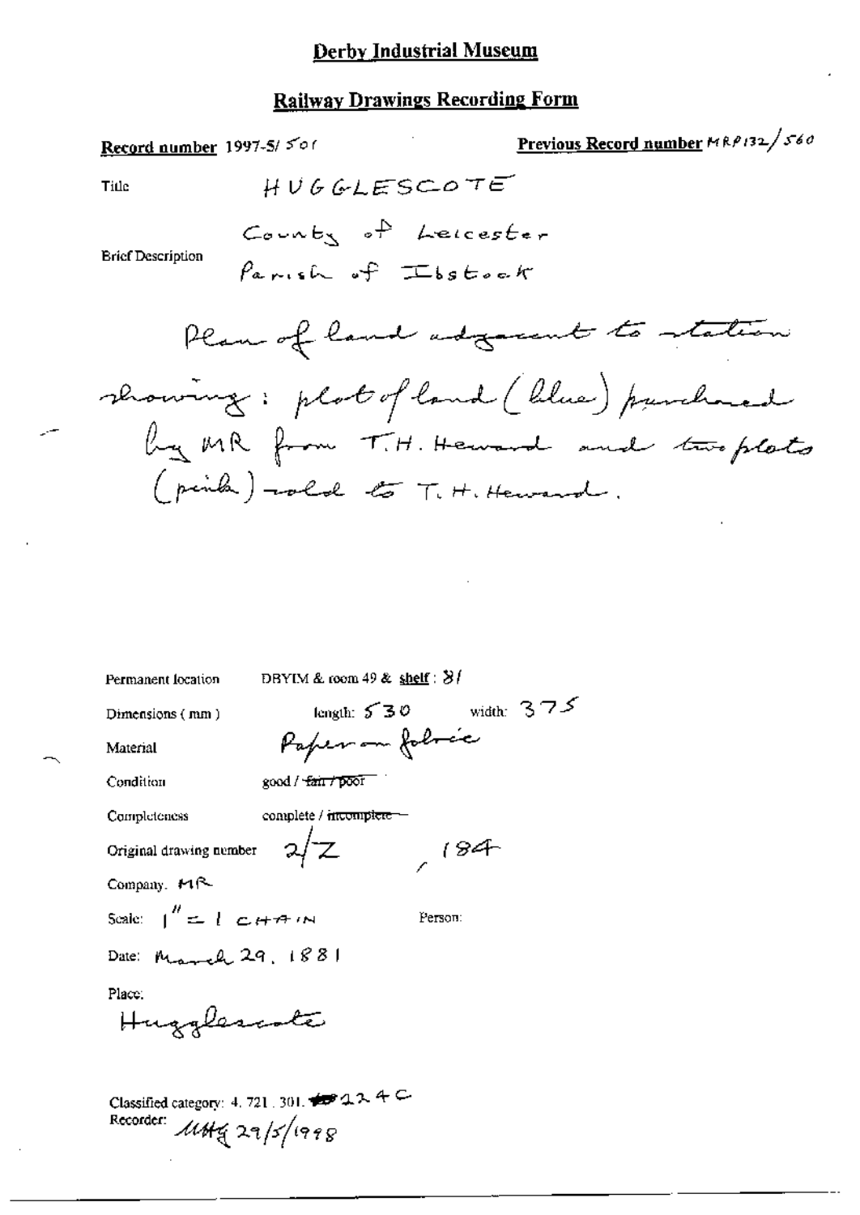# Derby Industrial Museum

## Railway Drawings Recording Form

**Record number** 1997-5/501

**Previous Record number** MRP132/560

Title HUGGLESCOTE

Brief Description County of Leicester
Parish of Ibstock

Plan of land adjacent to station showing: plot of land (blue) purchased by MR from T.H. Heward and two plots (pink) sold to T.H. Heward.

Permanent location DBYIM & room 49 & **shelf** : 81

Dimensions (mm) length: 530 width: 375

Material Paper on fabric

Condition good / ~~fair / poor~~

Completeness complete / ~~incomplete~~

Original drawing number 2/Z , 184

Company: MR

Scale: 1" = 1 CHAIN

Person:

Date: March 29, 1881

Place:
Hugglescote

Classified category: 4. 721. 301. 224C

Recorder: MHG 29/5/1998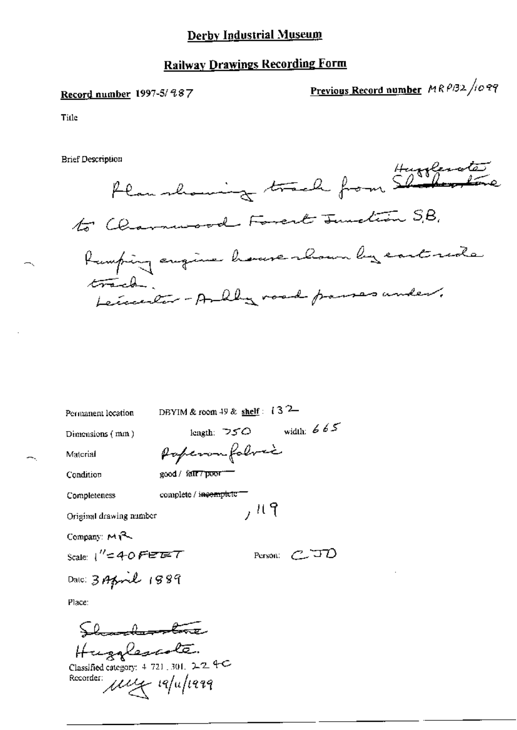# Derby Industrial Museum

## Railway Drawings Recording Form

**Record number** 1997-5/987

**Previous Record number** MRP132/1099

Title

Brief Description

Plan showing track from ~~Sheepshed lane~~ Hugglescote to Charnwood Forest Junction S.B. Pumping engine house shown by eastside track. Leicester - Ashby road passes under.

Permanent location: DBYIM & room 49 & **shelf**: 132

Dimensions (mm): length: 750 width: 665

Material: Paper on fabric

Condition: good / ~~fair / poor~~

Completeness: complete / ~~incomplete~~

Original drawing number: , 119

Company: MR

Scale: 1" = 40 FEET

Person: CJD

Date: 3 April 1889

Place:

~~Sheepshed lane~~

Hugglescote.

Classified category: 4.721.301.224C

Recorder: [signature] 19/11/1999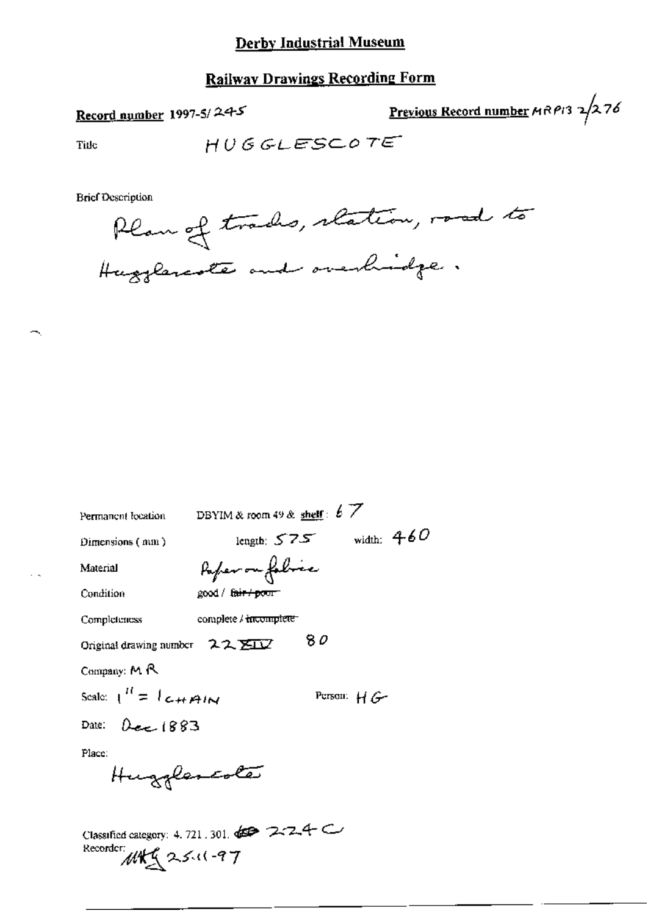# Derby Industrial Museum

## Railway Drawings Recording Form

**Record number** 1997-5/245

**Previous Record number** MRP13 2/276

Title HUGGLESCOTE

Brief Description

Plan of tracks, station, road to Hugglescote and overbridge.

Permanent location DBYIM & room 49 & **shelf**: 67

Dimensions (mm) length: 575 width: 460

Material Paper on fabric

Condition good / ~~fair / poor~~

Completeness complete / ~~incomplete~~

Original drawing number 22 XIV 80

Company: MR

Scale: 1" = 1 CHAIN

Person: HG

Date: Dec 1883

Place:

Hugglescote

Classified category: 4. 721. 301. 224 C

Recorder: MKG 25.11-97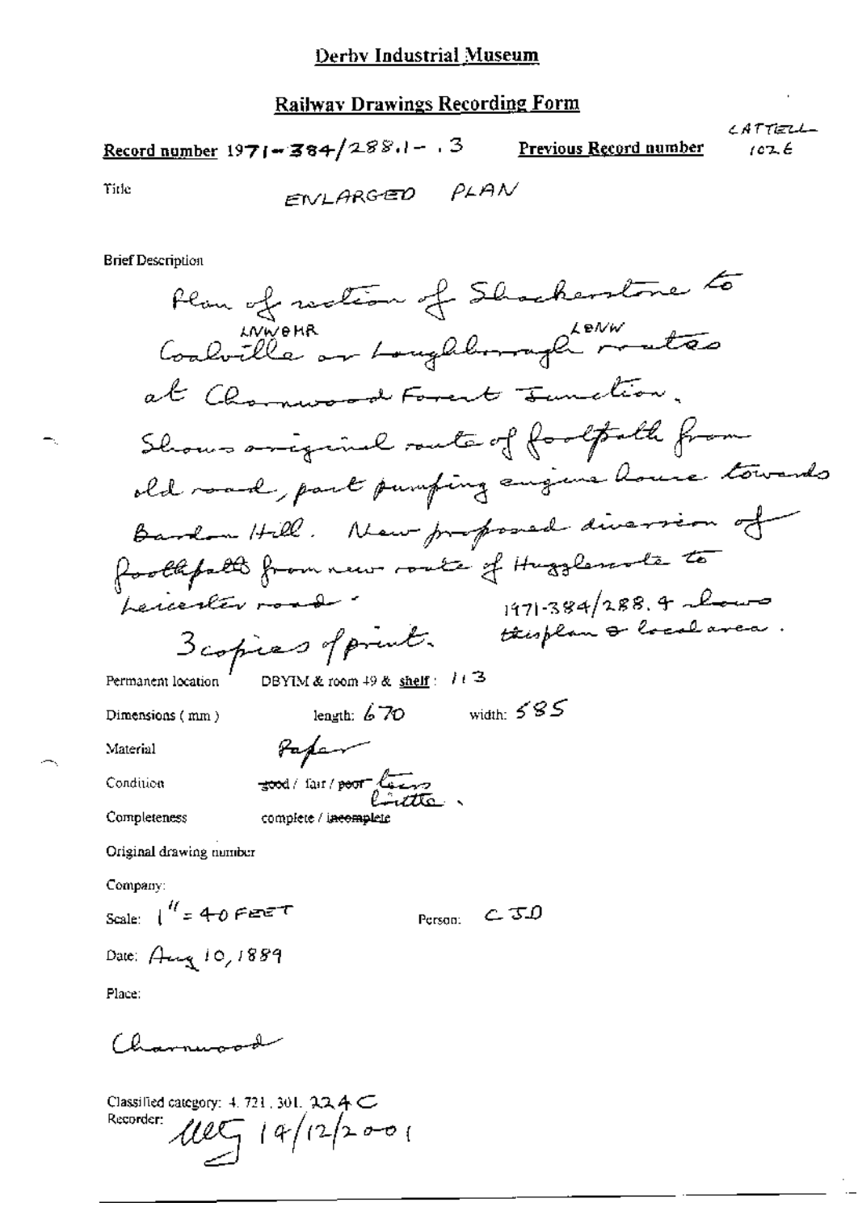# Derby Industrial Museum

## Railway Drawings Recording Form

**Record number** 1971-384/288.1-.3 **Previous Record number** CATTELL 102.6

Title ENLARGED PLAN

Brief Description

Plan of section of Shackerstone to Coalville LNW&MR or Loughborough L&NW routes at Charnwood Forest Junction. Shows original route of footpath from old road, past pumping engine house towards Bardon Hill. New proposed diversion of footpath from new route of Hugglescote to Leicester road. 1971-384/288.4 shows this plan & local area.

3 copies of print.

Permanent location DBYIM & room 49 & shelf: 113

Dimensions (mm) length: 670 width: 585

Material Paper

Condition ~~good~~ / fair / ~~poor~~ torn brittle.

Completeness complete / ~~incomplete~~

Original drawing number

Company:

Scale: 1" = 40 FEET Person: CJD

Date: Aug 10, 1889

Place:

Charnwood

Classified category: 4.721.301. 224C

Recorder: MEG 19/12/2001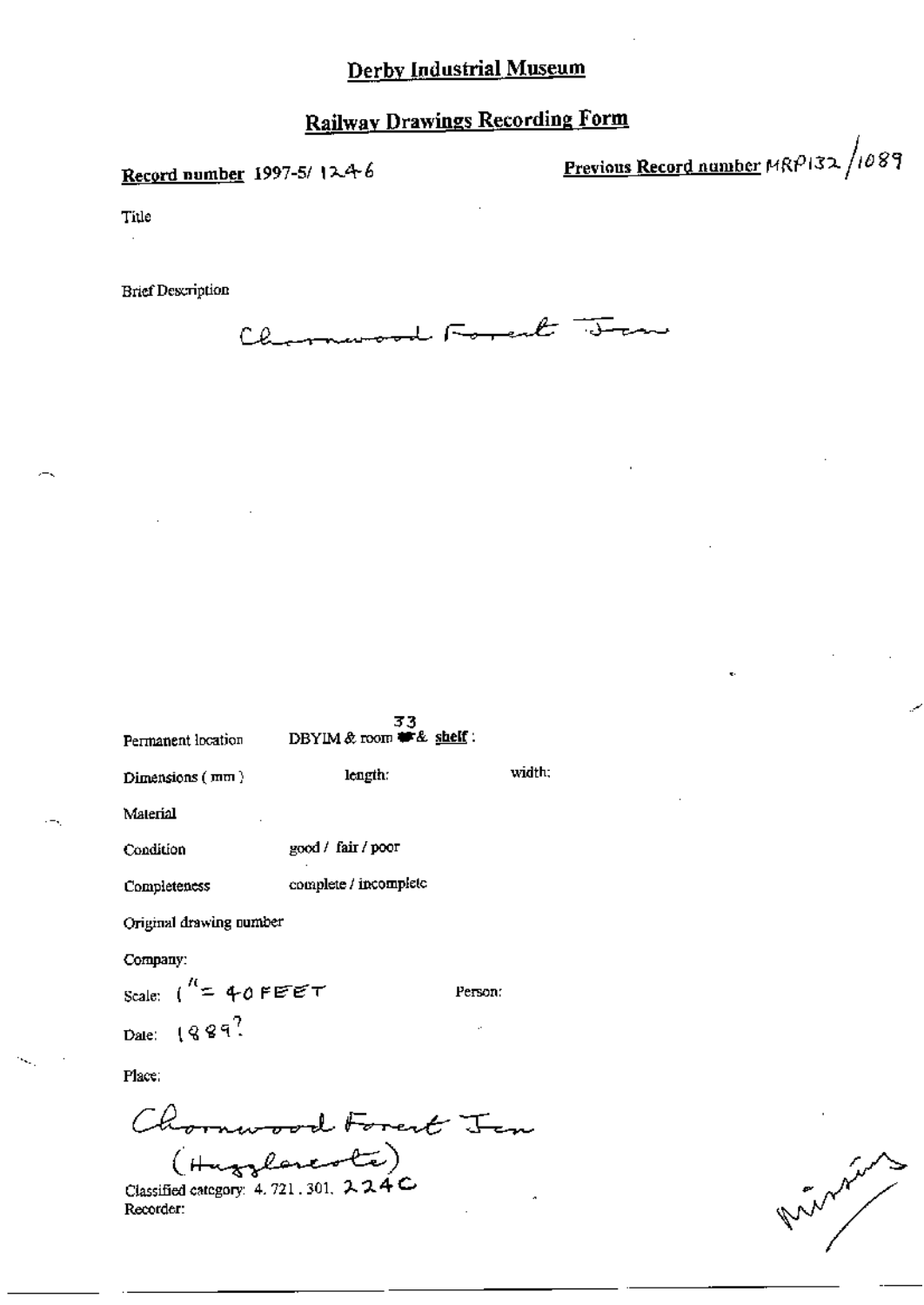# Derby Industrial Museum

## Railway Drawings Recording Form

**Record number** 1997-5/ 1246

**Previous Record number** MRP132 /1089

Title

Brief Description

Charnwood Forest Jcn

Permanent location DBYIM & room 33 & **shelf** :

Dimensions (mm) length: width:

Material

Condition good / fair / poor

Completeness complete / incomplete

Original drawing number

Company:

Scale: 1" = 40 FEET Person:

Date: 1889?

Place:

Charnwood Forest Jcn (Hugglescote)

Classified category: 4. 721. 301. 224C

Recorder: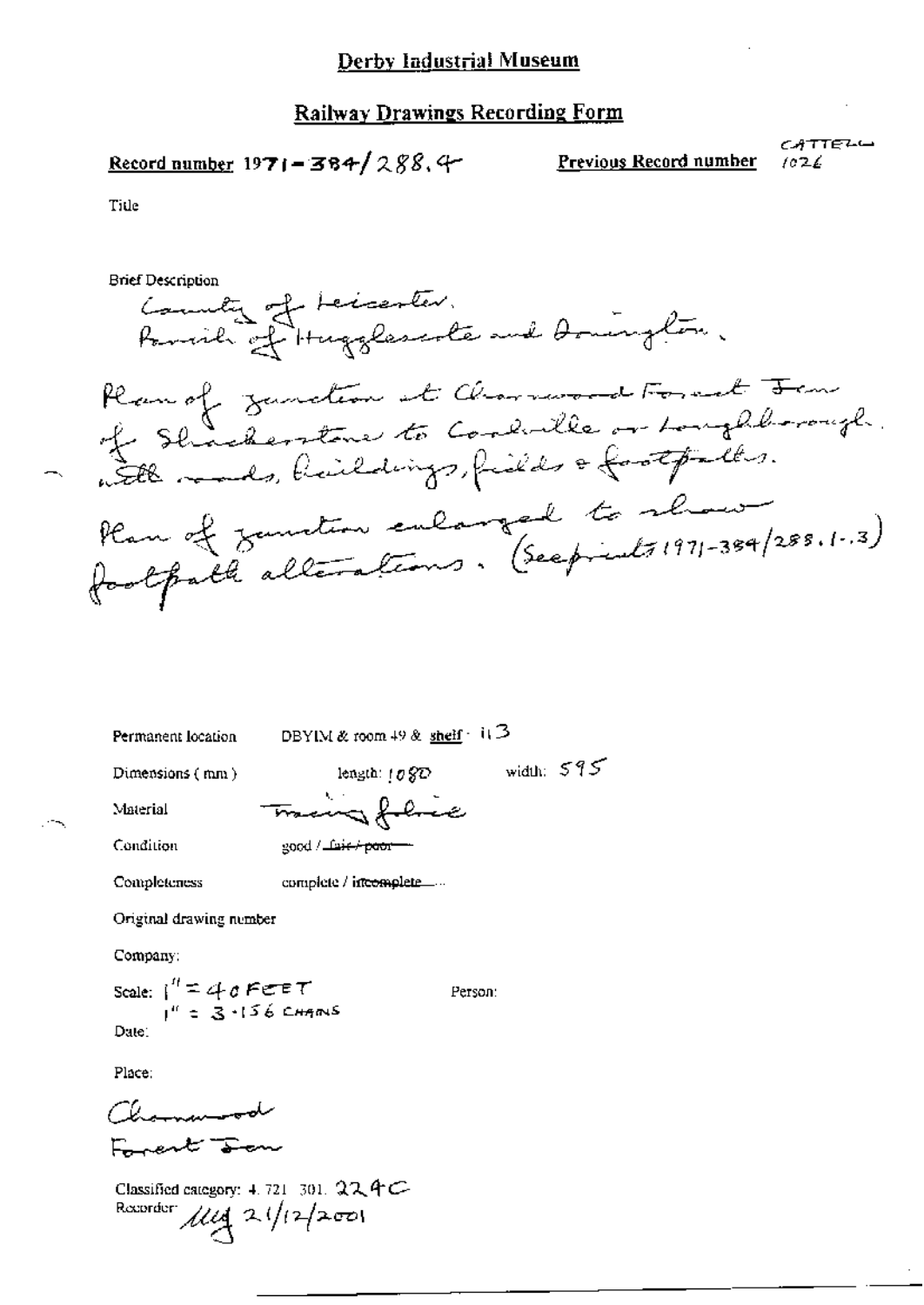# Derby Industrial Museum

## Railway Drawings Recording Form

**Record number** 1971-384/288.4

**Previous Record number** CATTELL 1026

Title

Brief Description

County of Leicester.
Parish of Hugglescote and Donington.

Plan of junction at Charnwood Forest Jcn of Shackerstone to Coalville or Loughborough. with roads, buildings, fields & footpaths.

Plan of junction enlarged to show footpath alterations. (See prints 1971-384/288.1-.3)

Permanent location: DBYIM & room 49 & shelf: 113

Dimensions (mm): length: 1080 width: 595

Material: Tracing fabric

Condition: good / ~~fair / poor~~

Completeness: complete / ~~incomplete~~

Original drawing number

Company:

Scale: 1" = 40 FEET
1" = 3.156 CHAINS

Person:

Date:

Place:

Charnwood
Forest Jcn

Classified category: 4.721.301. 224C

Recorder: MG 21/12/2001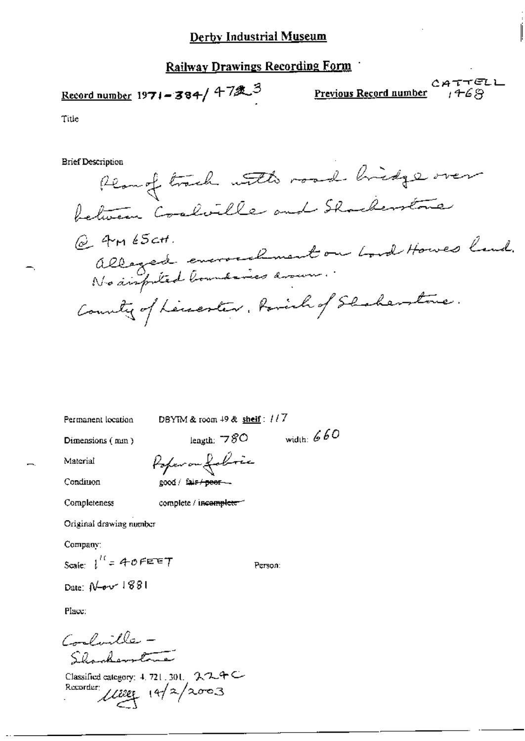# Derby Industrial Museum

## Railway Drawings Recording Form

**Record number** 1971-384/ 4723 **Previous Record number** CATTELL 1468

Title

Brief Description

Plan of track with road bridge over between Coalville and Shackerstone @ 4M 65CH.
Alleged encroachment on Lord Howes land.
No disputed boundaries drawn.
County of Leicester. Parish of Shackerstone.

Permanent location DBYIM & room 49 & **shelf**: 117

Dimensions (mm) length: 780 width: 660

Material Paper on fabric

Condition good / ~~fair / poor~~

Completeness complete / ~~incomplete~~

Original drawing number

Company:

Scale: 1" = 40 FEET Person:

Date: Nov 1881

Place:

Coalville - Shackerstone

Classified category: 4. 721. 301. 224C

Recorder: [signature] 14/2/2003